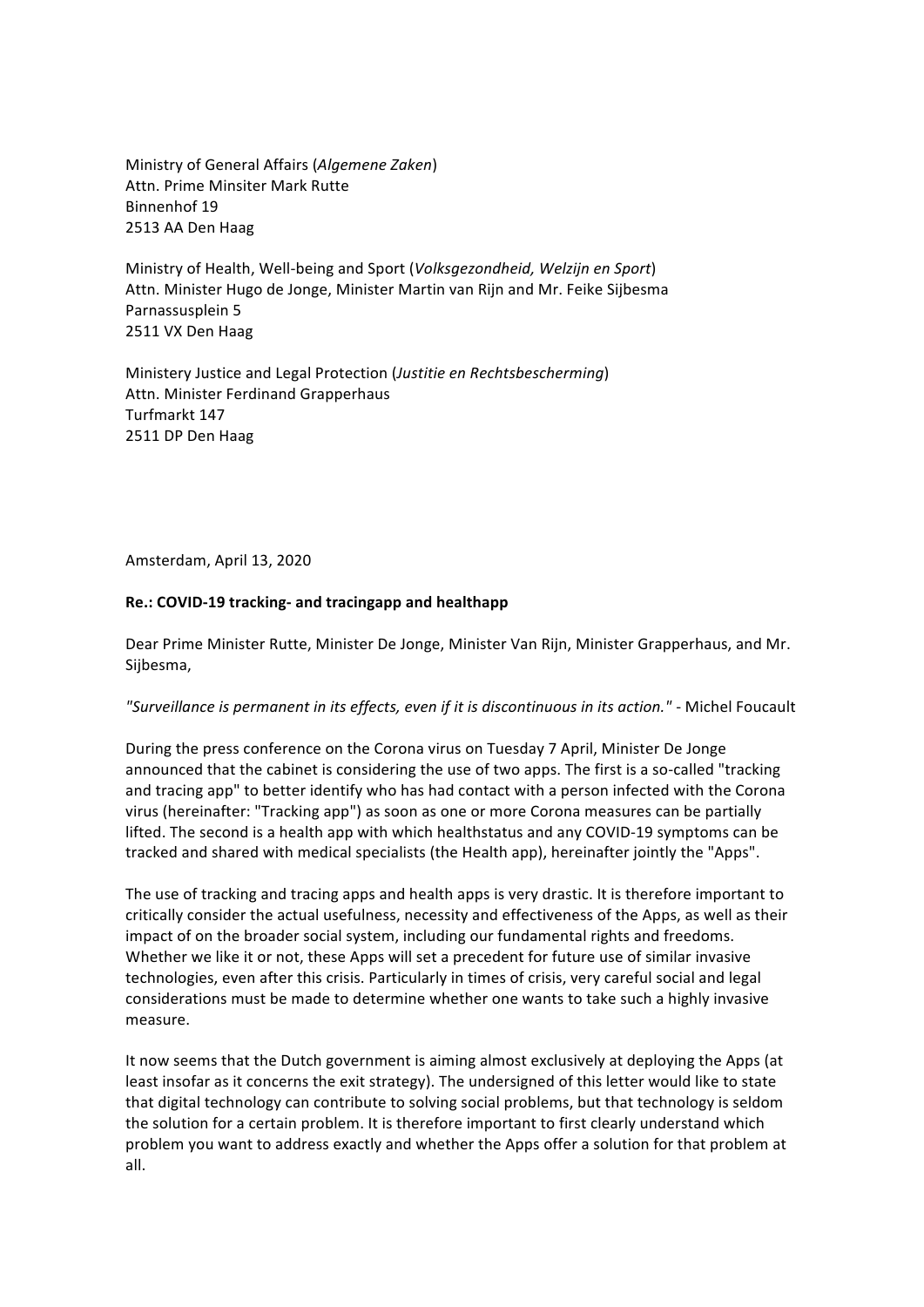Ministry of General Affairs (*Algemene Zaken*)
Attn. Prime Minsiter Mark Rutte
Binnenhof 19
2513 AA Den Haag

Ministry of Health, Well-being and Sport (*Volksgezondheid, Welzijn en Sport*)
Attn. Minister Hugo de Jonge, Minister Martin van Rijn and Mr. Feike Sijbesma
Parnassusplein 5
2511 VX Den Haag

Ministery Justice and Legal Protection (*Justitie en Rechtsbescherming*)
Attn. Minister Ferdinand Grapperhaus
Turfmarkt 147
2511 DP Den Haag

Amsterdam, April 13, 2020

**Re.: COVID-19 tracking- and tracingapp and healthapp**

Dear Prime Minister Rutte, Minister De Jonge, Minister Van Rijn, Minister Grapperhaus, and Mr. Sijbesma,

*"Surveillance is permanent in its effects, even if it is discontinuous in its action."* - Michel Foucault

During the press conference on the Corona virus on Tuesday 7 April, Minister De Jonge announced that the cabinet is considering the use of two apps. The first is a so-called "tracking and tracing app" to better identify who has had contact with a person infected with the Corona virus (hereinafter: "Tracking app") as soon as one or more Corona measures can be partially lifted. The second is a health app with which healthstatus and any COVID-19 symptoms can be tracked and shared with medical specialists (the Health app), hereinafter jointly the "Apps".

The use of tracking and tracing apps and health apps is very drastic. It is therefore important to critically consider the actual usefulness, necessity and effectiveness of the Apps, as well as their impact of on the broader social system, including our fundamental rights and freedoms. Whether we like it or not, these Apps will set a precedent for future use of similar invasive technologies, even after this crisis. Particularly in times of crisis, very careful social and legal considerations must be made to determine whether one wants to take such a highly invasive measure.

It now seems that the Dutch government is aiming almost exclusively at deploying the Apps (at least insofar as it concerns the exit strategy). The undersigned of this letter would like to state that digital technology can contribute to solving social problems, but that technology is seldom the solution for a certain problem. It is therefore important to first clearly understand which problem you want to address exactly and whether the Apps offer a solution for that problem at all.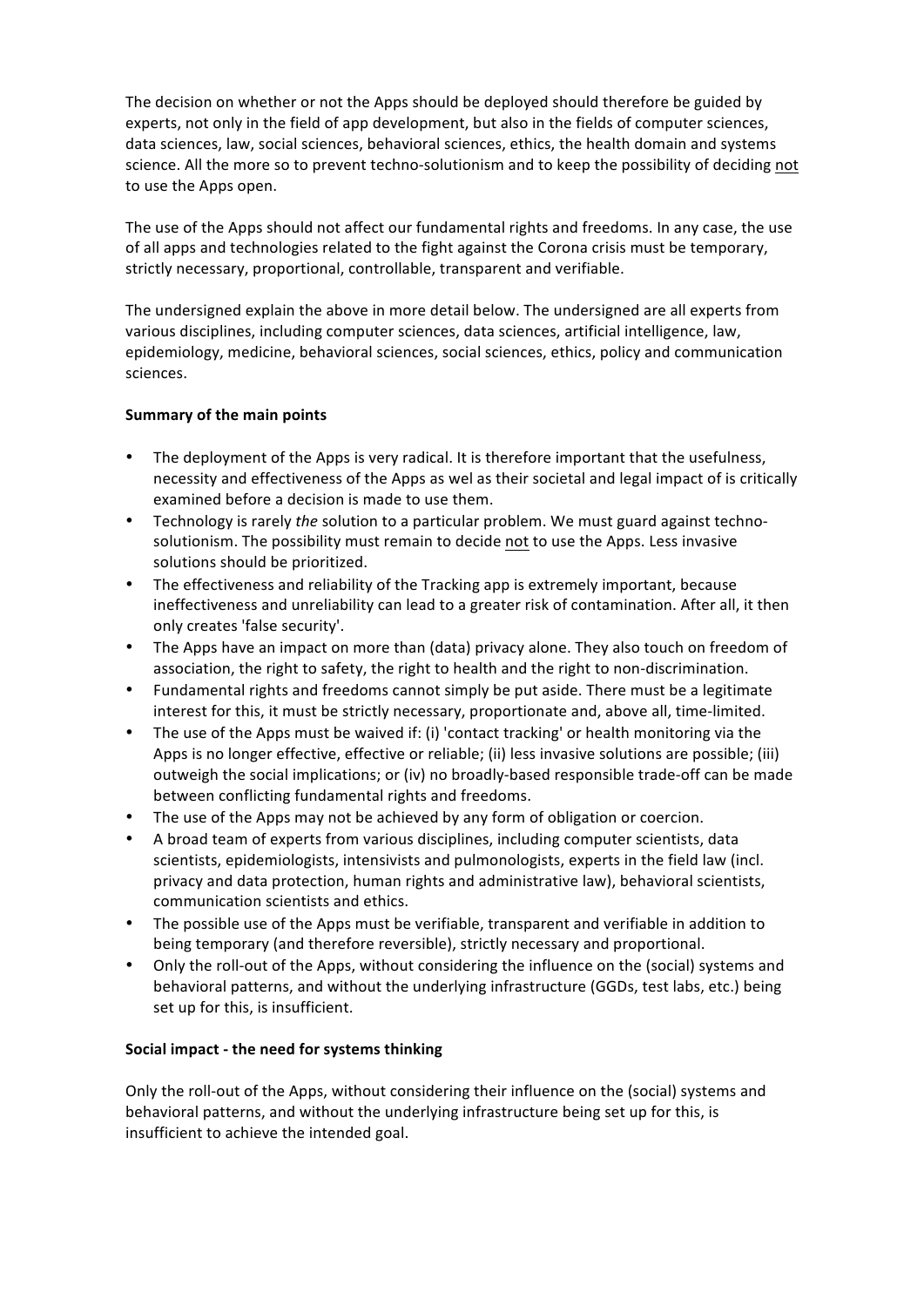The decision on whether or not the Apps should be deployed should therefore be guided by experts, not only in the field of app development, but also in the fields of computer sciences, data sciences, law, social sciences, behavioral sciences, ethics, the health domain and systems science. All the more so to prevent techno-solutionism and to keep the possibility of deciding <u>not</u> to use the Apps open.

The use of the Apps should not affect our fundamental rights and freedoms. In any case, the use of all apps and technologies related to the fight against the Corona crisis must be temporary, strictly necessary, proportional, controllable, transparent and verifiable.

The undersigned explain the above in more detail below. The undersigned are all experts from various disciplines, including computer sciences, data sciences, artificial intelligence, law, epidemiology, medicine, behavioral sciences, social sciences, ethics, policy and communication sciences.

**Summary of the main points**

- The deployment of the Apps is very radical. It is therefore important that the usefulness, necessity and effectiveness of the Apps as wel as their societal and legal impact of is critically examined before a decision is made to use them.
- Technology is rarely *the* solution to a particular problem. We must guard against techno-solutionism. The possibility must remain to decide <u>not</u> to use the Apps. Less invasive solutions should be prioritized.
- The effectiveness and reliability of the Tracking app is extremely important, because ineffectiveness and unreliability can lead to a greater risk of contamination. After all, it then only creates 'false security'.
- The Apps have an impact on more than (data) privacy alone. They also touch on freedom of association, the right to safety, the right to health and the right to non-discrimination.
- Fundamental rights and freedoms cannot simply be put aside. There must be a legitimate interest for this, it must be strictly necessary, proportionate and, above all, time-limited.
- The use of the Apps must be waived if: (i) 'contact tracking' or health monitoring via the Apps is no longer effective, effective or reliable; (ii) less invasive solutions are possible; (iii) outweigh the social implications; or (iv) no broadly-based responsible trade-off can be made between conflicting fundamental rights and freedoms.
- The use of the Apps may not be achieved by any form of obligation or coercion.
- A broad team of experts from various disciplines, including computer scientists, data scientists, epidemiologists, intensivists and pulmonologists, experts in the field law (incl. privacy and data protection, human rights and administrative law), behavioral scientists, communication scientists and ethics.
- The possible use of the Apps must be verifiable, transparent and verifiable in addition to being temporary (and therefore reversible), strictly necessary and proportional.
- Only the roll-out of the Apps, without considering the influence on the (social) systems and behavioral patterns, and without the underlying infrastructure (GGDs, test labs, etc.) being set up for this, is insufficient.

**Social impact - the need for systems thinking**

Only the roll-out of the Apps, without considering their influence on the (social) systems and behavioral patterns, and without the underlying infrastructure being set up for this, is insufficient to achieve the intended goal.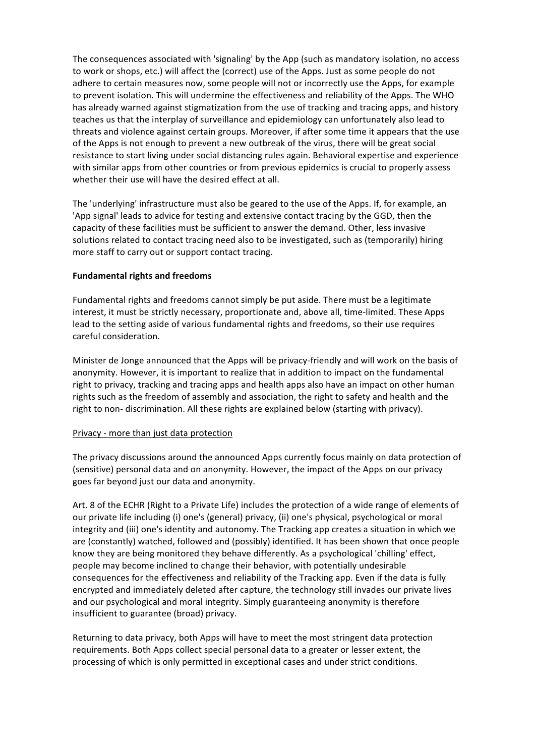The consequences associated with 'signaling' by the App (such as mandatory isolation, no access to work or shops, etc.) will affect the (correct) use of the Apps. Just as some people do not adhere to certain measures now, some people will not or incorrectly use the Apps, for example to prevent isolation. This will undermine the effectiveness and reliability of the Apps. The WHO has already warned against stigmatization from the use of tracking and tracing apps, and history teaches us that the interplay of surveillance and epidemiology can unfortunately also lead to threats and violence against certain groups. Moreover, if after some time it appears that the use of the Apps is not enough to prevent a new outbreak of the virus, there will be great social resistance to start living under social distancing rules again. Behavioral expertise and experience with similar apps from other countries or from previous epidemics is crucial to properly assess whether their use will have the desired effect at all.

The 'underlying' infrastructure must also be geared to the use of the Apps. If, for example, an 'App signal' leads to advice for testing and extensive contact tracing by the GGD, then the capacity of these facilities must be sufficient to answer the demand. Other, less invasive solutions related to contact tracing need also to be investigated, such as (temporarily) hiring more staff to carry out or support contact tracing.

**Fundamental rights and freedoms**

Fundamental rights and freedoms cannot simply be put aside. There must be a legitimate interest, it must be strictly necessary, proportionate and, above all, time-limited. These Apps lead to the setting aside of various fundamental rights and freedoms, so their use requires careful consideration.

Minister de Jonge announced that the Apps will be privacy-friendly and will work on the basis of anonymity. However, it is important to realize that in addition to impact on the fundamental right to privacy, tracking and tracing apps and health apps also have an impact on other human rights such as the freedom of assembly and association, the right to safety and health and the right to non- discrimination. All these rights are explained below (starting with privacy).

<u>Privacy - more than just data protection</u>

The privacy discussions around the announced Apps currently focus mainly on data protection of (sensitive) personal data and on anonymity. However, the impact of the Apps on our privacy goes far beyond just our data and anonymity.

Art. 8 of the ECHR (Right to a Private Life) includes the protection of a wide range of elements of our private life including (i) one's (general) privacy, (ii) one's physical, psychological or moral integrity and (iii) one's identity and autonomy. The Tracking app creates a situation in which we are (constantly) watched, followed and (possibly) identified. It has been shown that once people know they are being monitored they behave differently. As a psychological 'chilling' effect, people may become inclined to change their behavior, with potentially undesirable consequences for the effectiveness and reliability of the Tracking app. Even if the data is fully encrypted and immediately deleted after capture, the technology still invades our private lives and our psychological and moral integrity. Simply guaranteeing anonymity is therefore insufficient to guarantee (broad) privacy.

Returning to data privacy, both Apps will have to meet the most stringent data protection requirements. Both Apps collect special personal data to a greater or lesser extent, the processing of which is only permitted in exceptional cases and under strict conditions.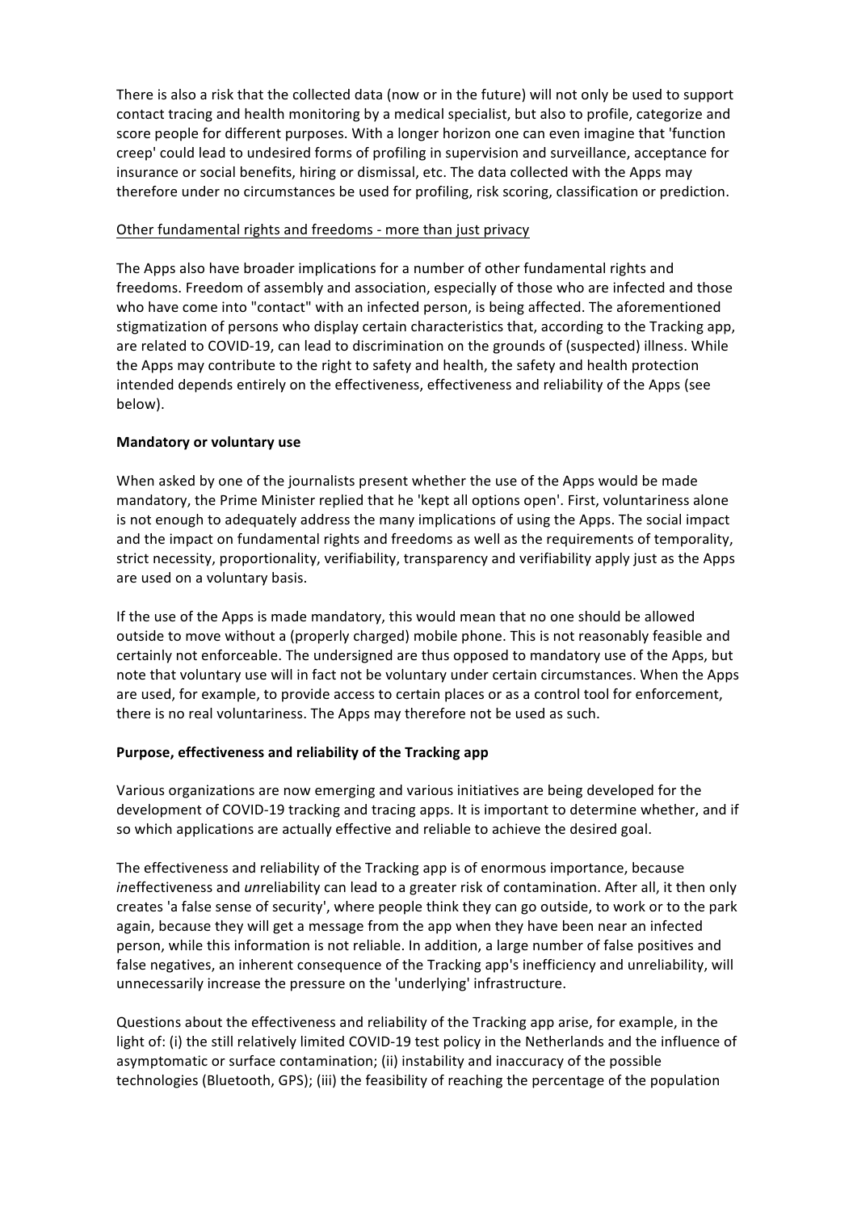There is also a risk that the collected data (now or in the future) will not only be used to support contact tracing and health monitoring by a medical specialist, but also to profile, categorize and score people for different purposes. With a longer horizon one can even imagine that 'function creep' could lead to undesired forms of profiling in supervision and surveillance, acceptance for insurance or social benefits, hiring or dismissal, etc. The data collected with the Apps may therefore under no circumstances be used for profiling, risk scoring, classification or prediction.

<u>Other fundamental rights and freedoms - more than just privacy</u>

The Apps also have broader implications for a number of other fundamental rights and freedoms. Freedom of assembly and association, especially of those who are infected and those who have come into "contact" with an infected person, is being affected. The aforementioned stigmatization of persons who display certain characteristics that, according to the Tracking app, are related to COVID-19, can lead to discrimination on the grounds of (suspected) illness. While the Apps may contribute to the right to safety and health, the safety and health protection intended depends entirely on the effectiveness, effectiveness and reliability of the Apps (see below).

**Mandatory or voluntary use**

When asked by one of the journalists present whether the use of the Apps would be made mandatory, the Prime Minister replied that he 'kept all options open'. First, voluntariness alone is not enough to adequately address the many implications of using the Apps. The social impact and the impact on fundamental rights and freedoms as well as the requirements of temporality, strict necessity, proportionality, verifiability, transparency and verifiability apply just as the Apps are used on a voluntary basis.

If the use of the Apps is made mandatory, this would mean that no one should be allowed outside to move without a (properly charged) mobile phone. This is not reasonably feasible and certainly not enforceable. The undersigned are thus opposed to mandatory use of the Apps, but note that voluntary use will in fact not be voluntary under certain circumstances. When the Apps are used, for example, to provide access to certain places or as a control tool for enforcement, there is no real voluntariness. The Apps may therefore not be used as such.

**Purpose, effectiveness and reliability of the Tracking app**

Various organizations are now emerging and various initiatives are being developed for the development of COVID-19 tracking and tracing apps. It is important to determine whether, and if so which applications are actually effective and reliable to achieve the desired goal.

The effectiveness and reliability of the Tracking app is of enormous importance, because *in*effectiveness and *un*reliability can lead to a greater risk of contamination. After all, it then only creates 'a false sense of security', where people think they can go outside, to work or to the park again, because they will get a message from the app when they have been near an infected person, while this information is not reliable. In addition, a large number of false positives and false negatives, an inherent consequence of the Tracking app's inefficiency and unreliability, will unnecessarily increase the pressure on the 'underlying' infrastructure.

Questions about the effectiveness and reliability of the Tracking app arise, for example, in the light of: (i) the still relatively limited COVID-19 test policy in the Netherlands and the influence of asymptomatic or surface contamination; (ii) instability and inaccuracy of the possible technologies (Bluetooth, GPS); (iii) the feasibility of reaching the percentage of the population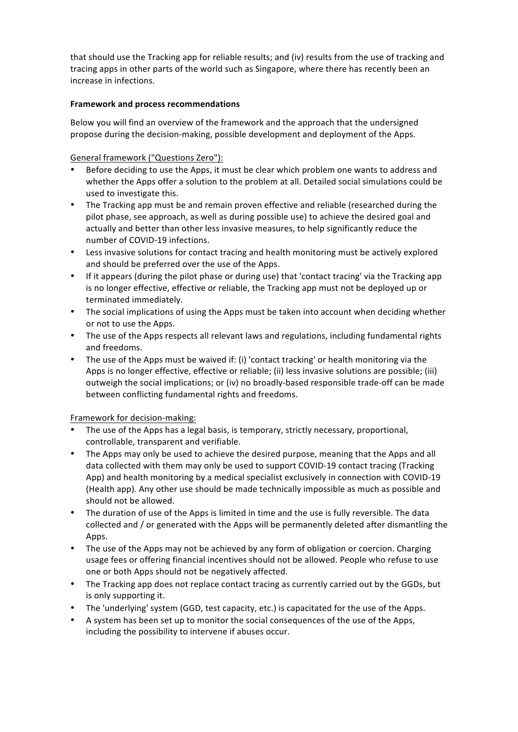that should use the Tracking app for reliable results; and (iv) results from the use of tracking and tracing apps in other parts of the world such as Singapore, where there has recently been an increase in infections.

**Framework and process recommendations**

Below you will find an overview of the framework and the approach that the undersigned propose during the decision-making, possible development and deployment of the Apps.

General framework ("Questions Zero"):

- Before deciding to use the Apps, it must be clear which problem one wants to address and whether the Apps offer a solution to the problem at all. Detailed social simulations could be used to investigate this.
- The Tracking app must be and remain proven effective and reliable (researched during the pilot phase, see approach, as well as during possible use) to achieve the desired goal and actually and better than other less invasive measures, to help significantly reduce the number of COVID-19 infections.
- Less invasive solutions for contact tracing and health monitoring must be actively explored and should be preferred over the use of the Apps.
- If it appears (during the pilot phase or during use) that 'contact tracing' via the Tracking app is no longer effective, effective or reliable, the Tracking app must not be deployed up or terminated immediately.
- The social implications of using the Apps must be taken into account when deciding whether or not to use the Apps.
- The use of the Apps respects all relevant laws and regulations, including fundamental rights and freedoms.
- The use of the Apps must be waived if: (i) 'contact tracking' or health monitoring via the Apps is no longer effective, effective or reliable; (ii) less invasive solutions are possible; (iii) outweigh the social implications; or (iv) no broadly-based responsible trade-off can be made between conflicting fundamental rights and freedoms.

Framework for decision-making:

- The use of the Apps has a legal basis, is temporary, strictly necessary, proportional, controllable, transparent and verifiable.
- The Apps may only be used to achieve the desired purpose, meaning that the Apps and all data collected with them may only be used to support COVID-19 contact tracing (Tracking App) and health monitoring by a medical specialist exclusively in connection with COVID-19 (Health app). Any other use should be made technically impossible as much as possible and should not be allowed.
- The duration of use of the Apps is limited in time and the use is fully reversible. The data collected and / or generated with the Apps will be permanently deleted after dismantling the Apps.
- The use of the Apps may not be achieved by any form of obligation or coercion. Charging usage fees or offering financial incentives should not be allowed. People who refuse to use one or both Apps should not be negatively affected.
- The Tracking app does not replace contact tracing as currently carried out by the GGDs, but is only supporting it.
- The 'underlying' system (GGD, test capacity, etc.) is capacitated for the use of the Apps.
- A system has been set up to monitor the social consequences of the use of the Apps, including the possibility to intervene if abuses occur.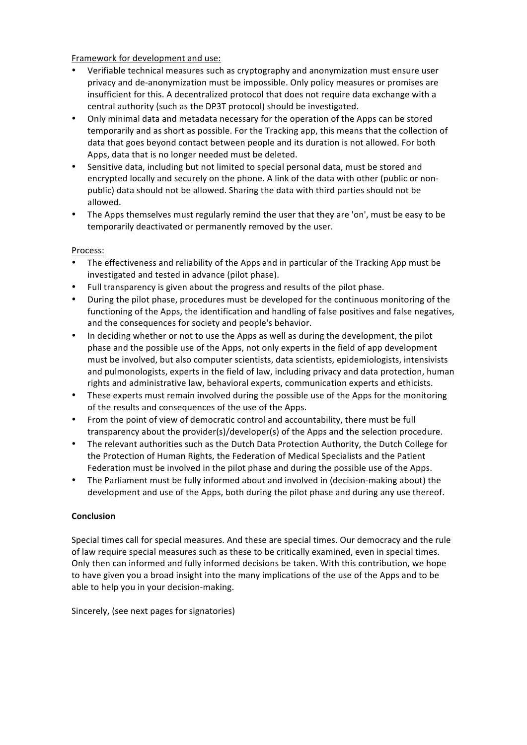Framework for development and use:

- Verifiable technical measures such as cryptography and anonymization must ensure user privacy and de-anonymization must be impossible. Only policy measures or promises are insufficient for this. A decentralized protocol that does not require data exchange with a central authority (such as the DP3T protocol) should be investigated.
- Only minimal data and metadata necessary for the operation of the Apps can be stored temporarily and as short as possible. For the Tracking app, this means that the collection of data that goes beyond contact between people and its duration is not allowed. For both Apps, data that is no longer needed must be deleted.
- Sensitive data, including but not limited to special personal data, must be stored and encrypted locally and securely on the phone. A link of the data with other (public or non-public) data should not be allowed. Sharing the data with third parties should not be allowed.
- The Apps themselves must regularly remind the user that they are 'on', must be easy to be temporarily deactivated or permanently removed by the user.

Process:

- The effectiveness and reliability of the Apps and in particular of the Tracking App must be investigated and tested in advance (pilot phase).
- Full transparency is given about the progress and results of the pilot phase.
- During the pilot phase, procedures must be developed for the continuous monitoring of the functioning of the Apps, the identification and handling of false positives and false negatives, and the consequences for society and people's behavior.
- In deciding whether or not to use the Apps as well as during the development, the pilot phase and the possible use of the Apps, not only experts in the field of app development must be involved, but also computer scientists, data scientists, epidemiologists, intensivists and pulmonologists, experts in the field of law, including privacy and data protection, human rights and administrative law, behavioral experts, communication experts and ethicists.
- These experts must remain involved during the possible use of the Apps for the monitoring of the results and consequences of the use of the Apps.
- From the point of view of democratic control and accountability, there must be full transparency about the provider(s)/developer(s) of the Apps and the selection procedure.
- The relevant authorities such as the Dutch Data Protection Authority, the Dutch College for the Protection of Human Rights, the Federation of Medical Specialists and the Patient Federation must be involved in the pilot phase and during the possible use of the Apps.
- The Parliament must be fully informed about and involved in (decision-making about) the development and use of the Apps, both during the pilot phase and during any use thereof.

**Conclusion**

Special times call for special measures. And these are special times. Our democracy and the rule of law require special measures such as these to be critically examined, even in special times. Only then can informed and fully informed decisions be taken. With this contribution, we hope to have given you a broad insight into the many implications of the use of the Apps and to be able to help you in your decision-making.

Sincerely, (see next pages for signatories)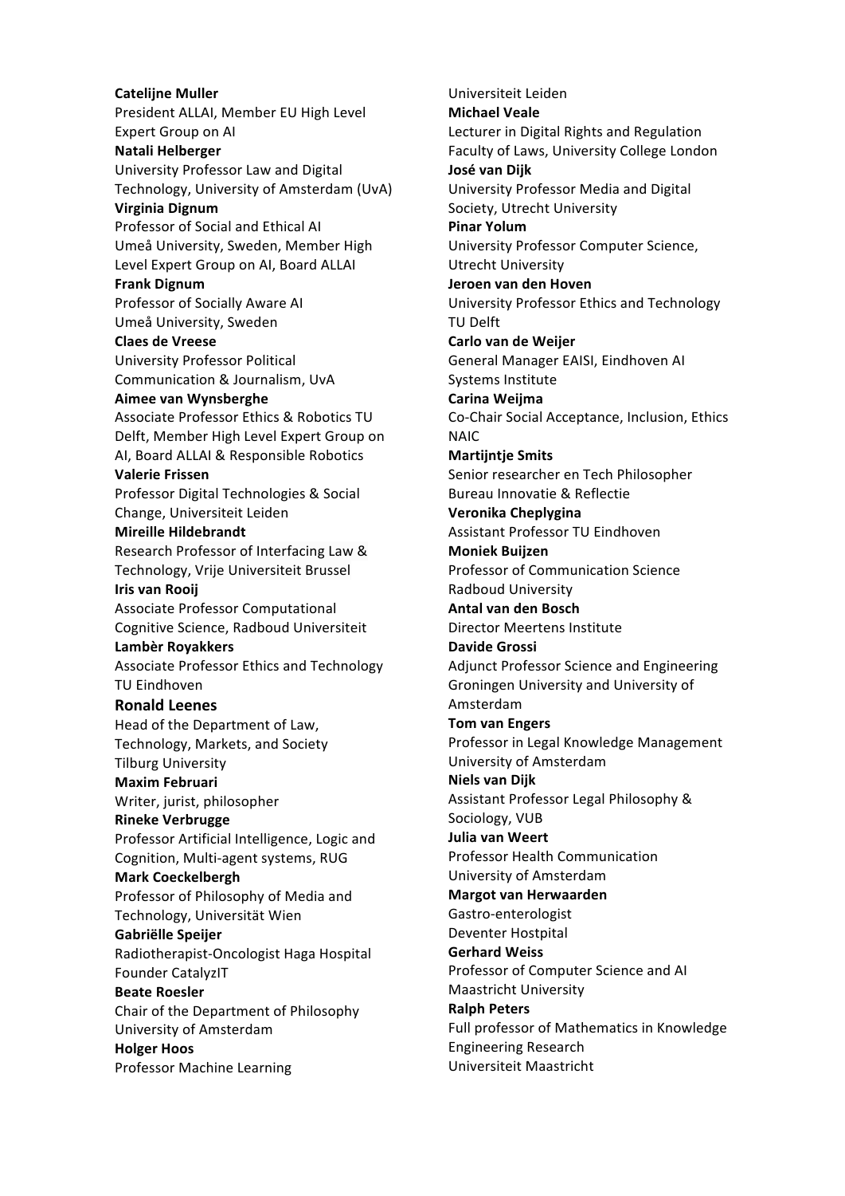**Catelijne Muller**
President ALLAI, Member EU High Level Expert Group on AI
**Natali Helberger**
University Professor Law and Digital Technology, University of Amsterdam (UvA)
**Virginia Dignum**
Professor of Social and Ethical AI Umeå University, Sweden, Member High Level Expert Group on AI, Board ALLAI
**Frank Dignum**
Professor of Socially Aware AI Umeå University, Sweden
**Claes de Vreese**
University Professor Political Communication & Journalism, UvA
**Aimee van Wynsberghe**
Associate Professor Ethics & Robotics TU Delft, Member High Level Expert Group on AI, Board ALLAI & Responsible Robotics
**Valerie Frissen**
Professor Digital Technologies & Social Change, Universiteit Leiden
**Mireille Hildebrandt**
Research Professor of Interfacing Law & Technology, Vrije Universiteit Brussel
**Iris van Rooij**
Associate Professor Computational Cognitive Science, Radboud Universiteit
**Lambèr Royakkers**
Associate Professor Ethics and Technology TU Eindhoven
**Ronald Leenes**
Head of the Department of Law, Technology, Markets, and Society Tilburg University
**Maxim Februari**
Writer, jurist, philosopher
**Rineke Verbrugge**
Professor Artificial Intelligence, Logic and Cognition, Multi-agent systems, RUG
**Mark Coeckelbergh**
Professor of Philosophy of Media and Technology, Universität Wien
**Gabriëlle Speijer**
Radiotherapist-Oncologist Haga Hospital Founder CatalyzIT
**Beate Roesler**
Chair of the Department of Philosophy University of Amsterdam
**Holger Hoos**
Professor Machine Learning Universiteit Leiden
**Michael Veale**
Lecturer in Digital Rights and Regulation Faculty of Laws, University College London
**José van Dijk**
University Professor Media and Digital Society, Utrecht University
**Pinar Yolum**
University Professor Computer Science, Utrecht University
**Jeroen van den Hoven**
University Professor Ethics and Technology TU Delft
**Carlo van de Weijer**
General Manager EAISI, Eindhoven AI Systems Institute
**Carina Weijma**
Co-Chair Social Acceptance, Inclusion, Ethics NAIC
**Martijntje Smits**
Senior researcher en Tech Philosopher Bureau Innovatie & Reflectie
**Veronika Cheplygina**
Assistant Professor TU Eindhoven
**Moniek Buijzen**
Professor of Communication Science Radboud University
**Antal van den Bosch**
Director Meertens Institute
**Davide Grossi**
Adjunct Professor Science and Engineering Groningen University and University of Amsterdam
**Tom van Engers**
Professor in Legal Knowledge Management University of Amsterdam
**Niels van Dijk**
Assistant Professor Legal Philosophy & Sociology, VUB
**Julia van Weert**
Professor Health Communication University of Amsterdam
**Margot van Herwaarden**
Gastro-enterologist Deventer Hostpital
**Gerhard Weiss**
Professor of Computer Science and AI Maastricht University
**Ralph Peters**
Full professor of Mathematics in Knowledge Engineering Research Universiteit Maastricht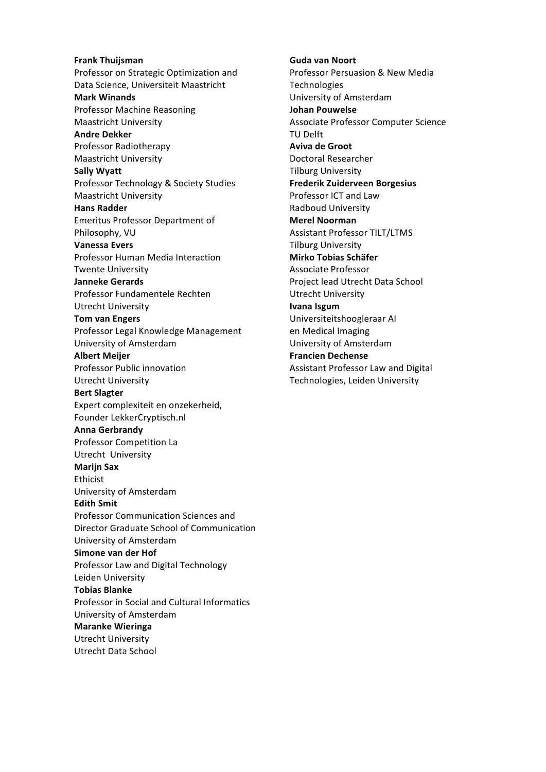**Frank Thuijsman**
Professor on Strategic Optimization and Data Science, Universiteit Maastricht

**Mark Winands**
Professor Machine Reasoning
Maastricht University

**Andre Dekker**
Professor Radiotherapy
Maastricht University

**Sally Wyatt**
Professor Technology & Society Studies
Maastricht University

**Hans Radder**
Emeritus Professor Department of Philosophy, VU

**Vanessa Evers**
Professor Human Media Interaction
Twente University

**Janneke Gerards**
Professor Fundamentele Rechten
Utrecht University

**Tom van Engers**
Professor Legal Knowledge Management
University of Amsterdam

**Albert Meijer**
Professor Public innovation
Utrecht University

**Bert Slagter**
Expert complexiteit en onzekerheid, Founder LekkerCryptisch.nl

**Anna Gerbrandy**
Professor Competition La
Utrecht University

**Marijn Sax**
Ethicist
University of Amsterdam

**Edith Smit**
Professor Communication Sciences and Director Graduate School of Communication
University of Amsterdam

**Simone van der Hof**
Professor Law and Digital Technology
Leiden University

**Tobias Blanke**
Professor in Social and Cultural Informatics
University of Amsterdam

**Maranke Wieringa**
Utrecht University
Utrecht Data School

**Guda van Noort**
Professor Persuasion & New Media Technologies
University of Amsterdam

**Johan Pouwelse**
Associate Professor Computer Science
TU Delft

**Aviva de Groot**
Doctoral Researcher
Tilburg University

**Frederik Zuiderveen Borgesius**
Professor ICT and Law
Radboud University

**Merel Noorman**
Assistant Professor TILT/LTMS
Tilburg University

**Mirko Tobias Schäfer**
Associate Professor
Project lead Utrecht Data School
Utrecht University

**Ivana Isgum**
Universiteitshoogleraar AI en Medical Imaging
University of Amsterdam

**Francien Dechense**
Assistant Professor Law and Digital Technologies, Leiden University